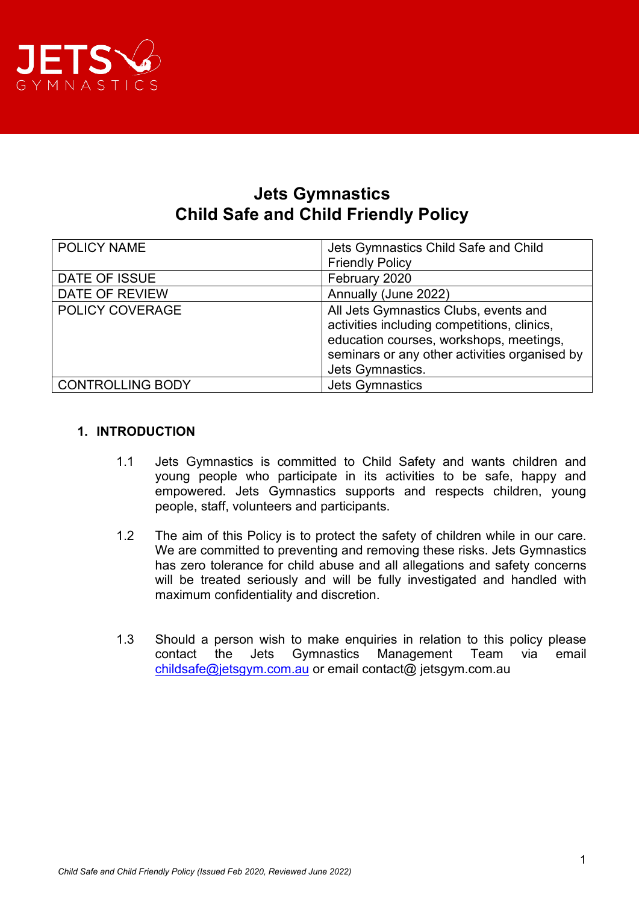# Jets Gymnastics
# Child Safe and Child Friendly Policy

| | |
|---|---|
| POLICY NAME | Jets Gymnastics Child Safe and Child Friendly Policy |
| DATE OF ISSUE | February 2020 |
| DATE OF REVIEW | Annually (June 2022) |
| POLICY COVERAGE | All Jets Gymnastics Clubs, events and activities including competitions, clinics, education courses, workshops, meetings, seminars or any other activities organised by Jets Gymnastics. |
| CONTROLLING BODY | Jets Gymnastics |

## 1. INTRODUCTION

1.1 Jets Gymnastics is committed to Child Safety and wants children and young people who participate in its activities to be safe, happy and empowered. Jets Gymnastics supports and respects children, young people, staff, volunteers and participants.

1.2 The aim of this Policy is to protect the safety of children while in our care. We are committed to preventing and removing these risks. Jets Gymnastics has zero tolerance for child abuse and all allegations and safety concerns will be treated seriously and will be fully investigated and handled with maximum confidentiality and discretion.

1.3 Should a person wish to make enquiries in relation to this policy please contact the Jets Gymnastics Management Team via email childsafe@jetsgym.com.au or email contact@ jetsgym.com.au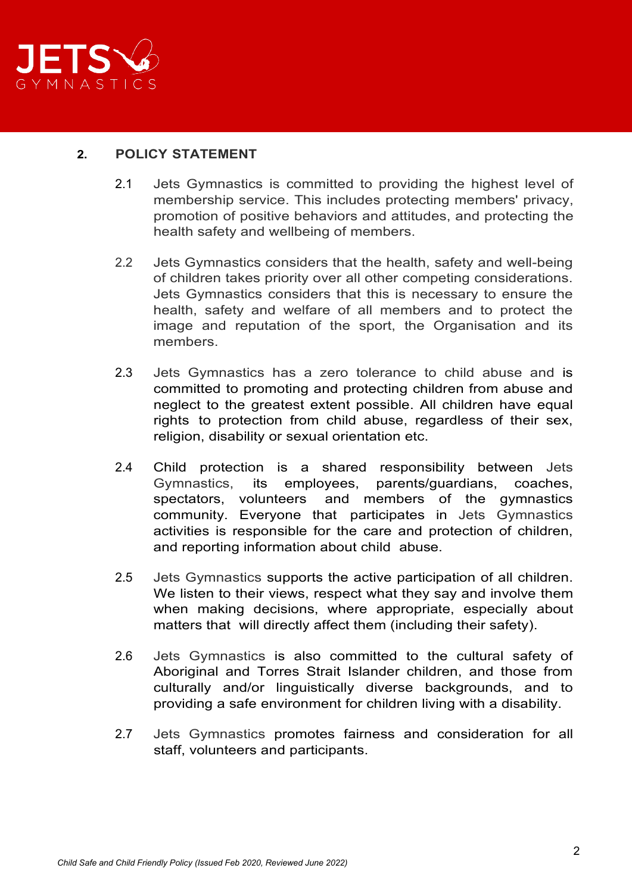## 2. POLICY STATEMENT

2.1 Jets Gymnastics is committed to providing the highest level of membership service. This includes protecting members' privacy, promotion of positive behaviors and attitudes, and protecting the health safety and wellbeing of members.

2.2 Jets Gymnastics considers that the health, safety and well-being of children takes priority over all other competing considerations. Jets Gymnastics considers that this is necessary to ensure the health, safety and welfare of all members and to protect the image and reputation of the sport, the Organisation and its members.

2.3 Jets Gymnastics has a zero tolerance to child abuse and is committed to promoting and protecting children from abuse and neglect to the greatest extent possible. All children have equal rights to protection from child abuse, regardless of their sex, religion, disability or sexual orientation etc.

2.4 Child protection is a shared responsibility between Jets Gymnastics, its employees, parents/guardians, coaches, spectators, volunteers and members of the gymnastics community. Everyone that participates in Jets Gymnastics activities is responsible for the care and protection of children, and reporting information about child abuse.

2.5 Jets Gymnastics supports the active participation of all children. We listen to their views, respect what they say and involve them when making decisions, where appropriate, especially about matters that will directly affect them (including their safety).

2.6 Jets Gymnastics is also committed to the cultural safety of Aboriginal and Torres Strait Islander children, and those from culturally and/or linguistically diverse backgrounds, and to providing a safe environment for children living with a disability.

2.7 Jets Gymnastics promotes fairness and consideration for all staff, volunteers and participants.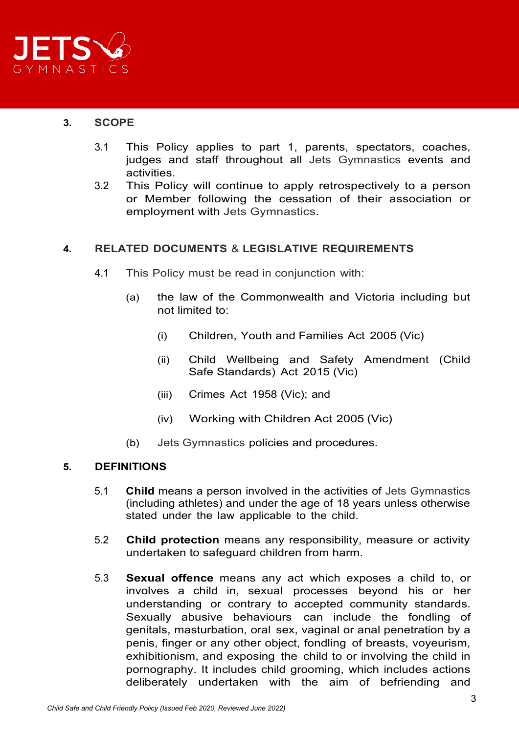## 3. SCOPE

3.1 This Policy applies to part 1, parents, spectators, coaches, judges and staff throughout all Jets Gymnastics events and activities.

3.2 This Policy will continue to apply retrospectively to a person or Member following the cessation of their association or employment with Jets Gymnastics.

## 4. RELATED DOCUMENTS & LEGISLATIVE REQUIREMENTS

4.1 This Policy must be read in conjunction with:

(a) the law of the Commonwealth and Victoria including but not limited to:

(i) Children, Youth and Families Act 2005 (Vic)

(ii) Child Wellbeing and Safety Amendment (Child Safe Standards) Act 2015 (Vic)

(iii) Crimes Act 1958 (Vic); and

(iv) Working with Children Act 2005 (Vic)

(b) Jets Gymnastics policies and procedures.

## 5. DEFINITIONS

5.1 **Child** means a person involved in the activities of Jets Gymnastics (including athletes) and under the age of 18 years unless otherwise stated under the law applicable to the child.

5.2 **Child protection** means any responsibility, measure or activity undertaken to safeguard children from harm.

5.3 **Sexual offence** means any act which exposes a child to, or involves a child in, sexual processes beyond his or her understanding or contrary to accepted community standards. Sexually abusive behaviours can include the fondling of genitals, masturbation, oral sex, vaginal or anal penetration by a penis, finger or any other object, fondling of breasts, voyeurism, exhibitionism, and exposing the child to or involving the child in pornography. It includes child grooming, which includes actions deliberately undertaken with the aim of befriending and

*Child Safe and Child Friendly Policy (Issued Feb 2020, Reviewed June 2022)*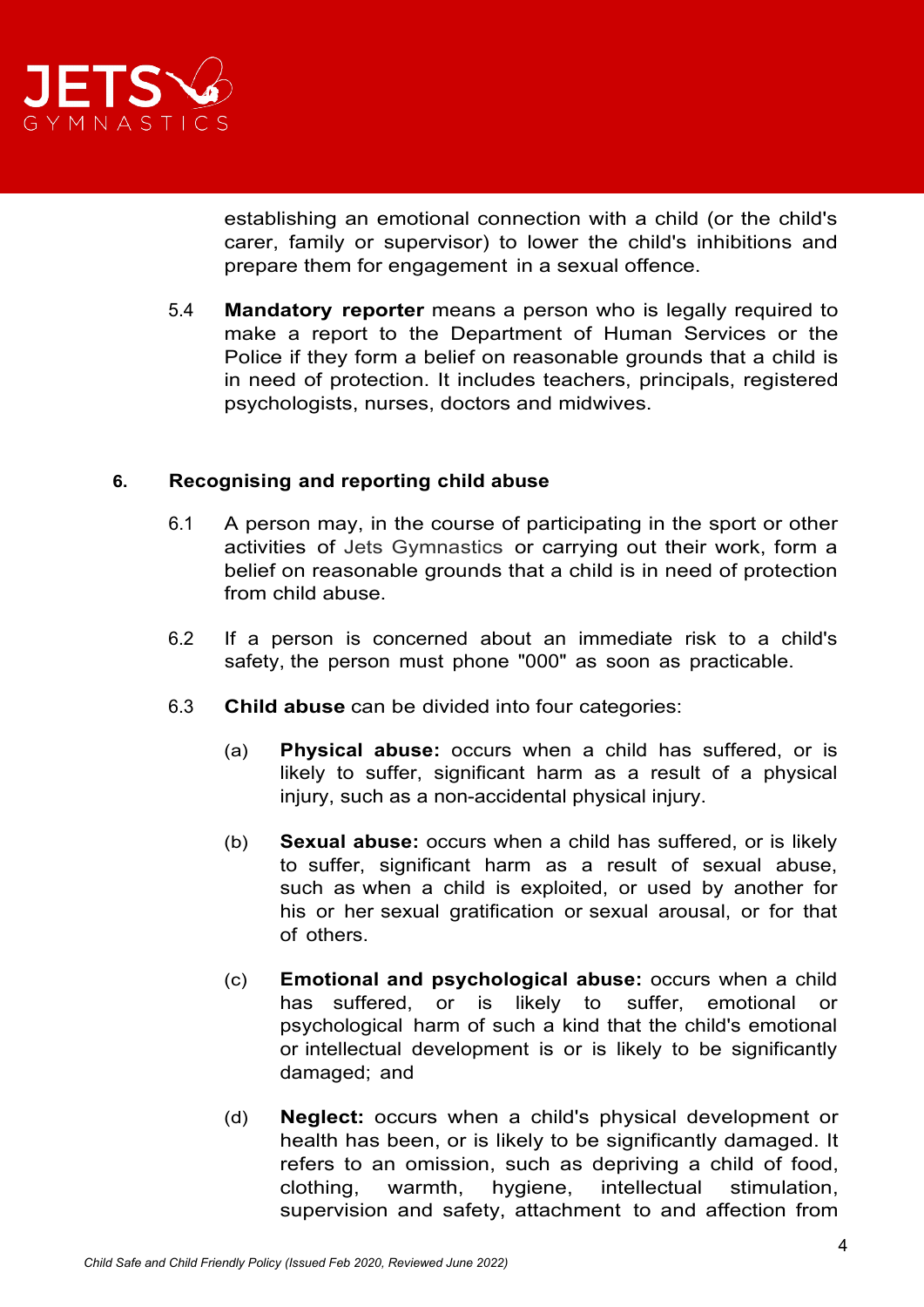establishing an emotional connection with a child (or the child's carer, family or supervisor) to lower the child's inhibitions and prepare them for engagement in a sexual offence.

5.4 **Mandatory reporter** means a person who is legally required to make a report to the Department of Human Services or the Police if they form a belief on reasonable grounds that a child is in need of protection. It includes teachers, principals, registered psychologists, nurses, doctors and midwives.

## 6. Recognising and reporting child abuse

6.1 A person may, in the course of participating in the sport or other activities of Jets Gymnastics or carrying out their work, form a belief on reasonable grounds that a child is in need of protection from child abuse.

6.2 If a person is concerned about an immediate risk to a child's safety, the person must phone "000" as soon as practicable.

6.3 **Child abuse** can be divided into four categories:

(a) **Physical abuse:** occurs when a child has suffered, or is likely to suffer, significant harm as a result of a physical injury, such as a non-accidental physical injury.

(b) **Sexual abuse:** occurs when a child has suffered, or is likely to suffer, significant harm as a result of sexual abuse, such as when a child is exploited, or used by another for his or her sexual gratification or sexual arousal, or for that of others.

(c) **Emotional and psychological abuse:** occurs when a child has suffered, or is likely to suffer, emotional or psychological harm of such a kind that the child's emotional or intellectual development is or is likely to be significantly damaged; and

(d) **Neglect:** occurs when a child's physical development or health has been, or is likely to be significantly damaged. It refers to an omission, such as depriving a child of food, clothing, warmth, hygiene, intellectual stimulation, supervision and safety, attachment to and affection from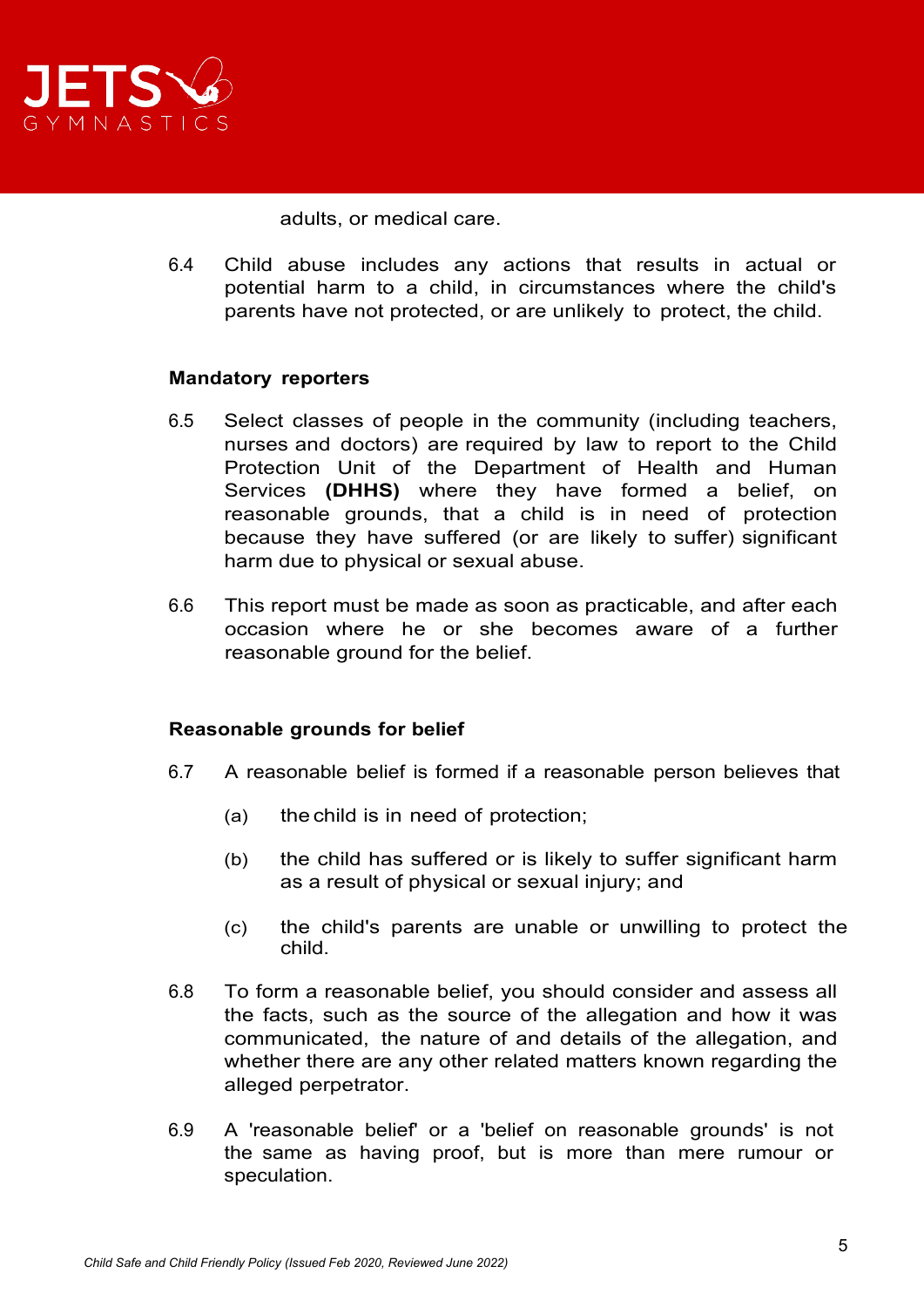adults, or medical care.

6.4 Child abuse includes any actions that results in actual or potential harm to a child, in circumstances where the child's parents have not protected, or are unlikely to protect, the child.

**Mandatory reporters**

6.5 Select classes of people in the community (including teachers, nurses and doctors) are required by law to report to the Child Protection Unit of the Department of Health and Human Services **(DHHS)** where they have formed a belief, on reasonable grounds, that a child is in need of protection because they have suffered (or are likely to suffer) significant harm due to physical or sexual abuse.

6.6 This report must be made as soon as practicable, and after each occasion where he or she becomes aware of a further reasonable ground for the belief.

**Reasonable grounds for belief**

6.7 A reasonable belief is formed if a reasonable person believes that

(a) the child is in need of protection;

(b) the child has suffered or is likely to suffer significant harm as a result of physical or sexual injury; and

(c) the child's parents are unable or unwilling to protect the child.

6.8 To form a reasonable belief, you should consider and assess all the facts, such as the source of the allegation and how it was communicated, the nature of and details of the allegation, and whether there are any other related matters known regarding the alleged perpetrator.

6.9 A 'reasonable belief' or a 'belief on reasonable grounds' is not the same as having proof, but is more than mere rumour or speculation.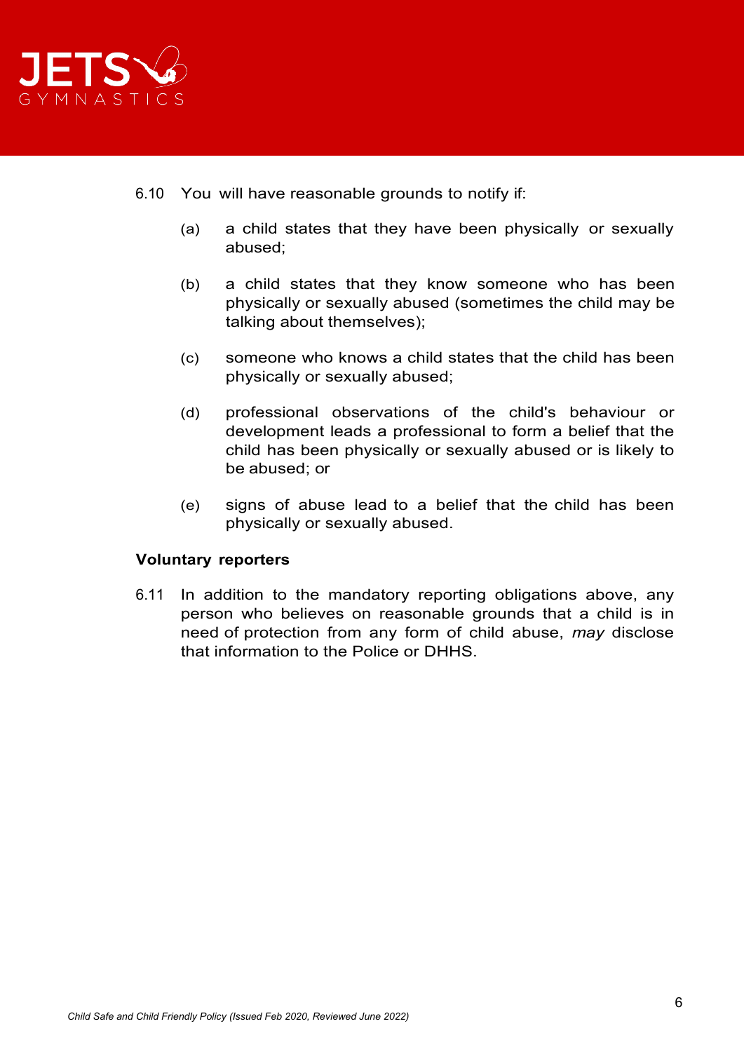6.10 You will have reasonable grounds to notify if:

(a) a child states that they have been physically or sexually abused;

(b) a child states that they know someone who has been physically or sexually abused (sometimes the child may be talking about themselves);

(c) someone who knows a child states that the child has been physically or sexually abused;

(d) professional observations of the child's behaviour or development leads a professional to form a belief that the child has been physically or sexually abused or is likely to be abused; or

(e) signs of abuse lead to a belief that the child has been physically or sexually abused.

**Voluntary reporters**

6.11 In addition to the mandatory reporting obligations above, any person who believes on reasonable grounds that a child is in need of protection from any form of child abuse, *may* disclose that information to the Police or DHHS.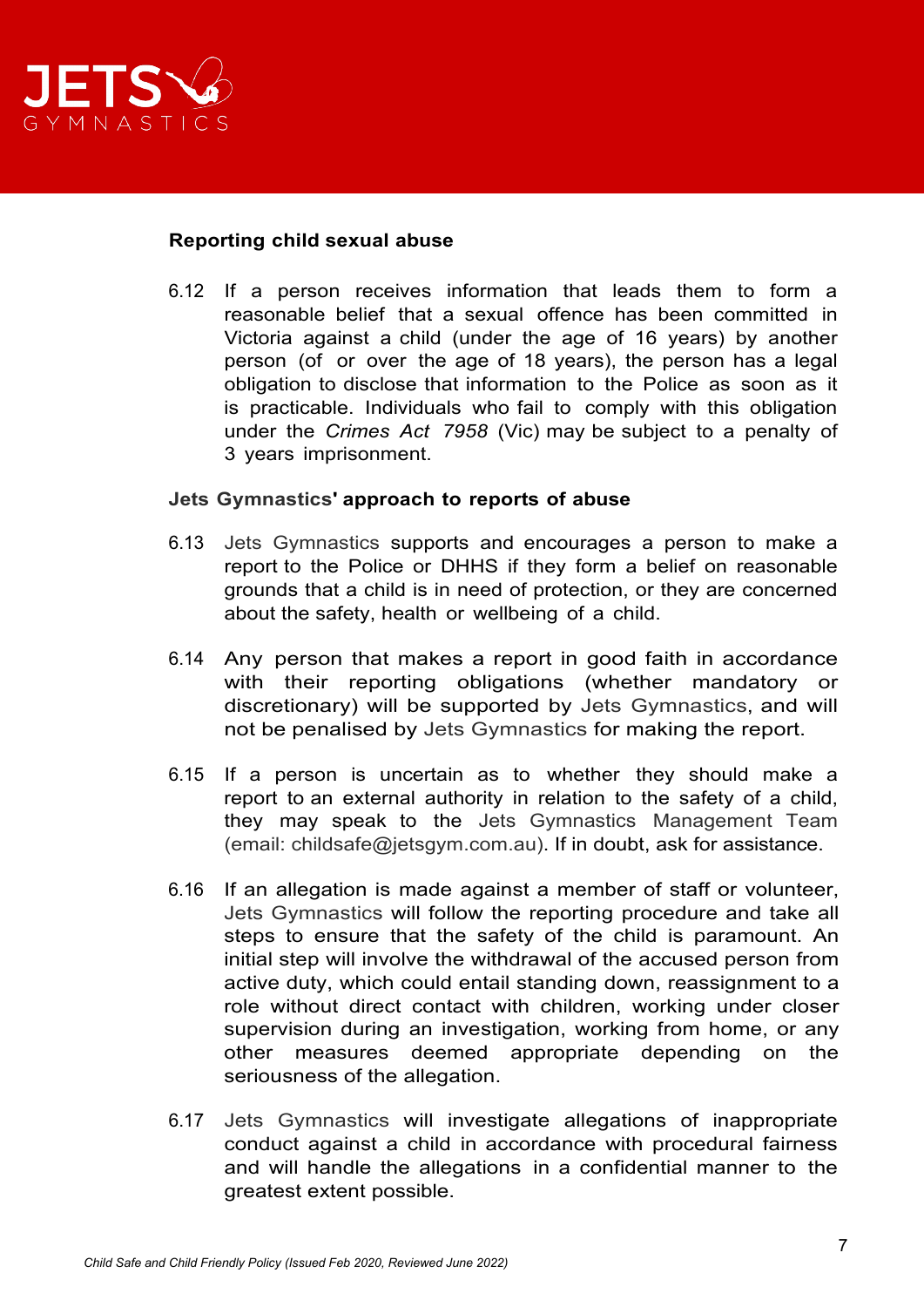**Reporting child sexual abuse**

6.12 If a person receives information that leads them to form a reasonable belief that a sexual offence has been committed in Victoria against a child (under the age of 16 years) by another person (of or over the age of 18 years), the person has a legal obligation to disclose that information to the Police as soon as it is practicable. Individuals who fail to comply with this obligation under the *Crimes Act 7958* (Vic) may be subject to a penalty of 3 years imprisonment.

**Jets Gymnastics' approach to reports of abuse**

6.13 Jets Gymnastics supports and encourages a person to make a report to the Police or DHHS if they form a belief on reasonable grounds that a child is in need of protection, or they are concerned about the safety, health or wellbeing of a child.

6.14 Any person that makes a report in good faith in accordance with their reporting obligations (whether mandatory or discretionary) will be supported by Jets Gymnastics, and will not be penalised by Jets Gymnastics for making the report.

6.15 If a person is uncertain as to whether they should make a report to an external authority in relation to the safety of a child, they may speak to the Jets Gymnastics Management Team (email: childsafe@jetsgym.com.au). If in doubt, ask for assistance.

6.16 If an allegation is made against a member of staff or volunteer, Jets Gymnastics will follow the reporting procedure and take all steps to ensure that the safety of the child is paramount. An initial step will involve the withdrawal of the accused person from active duty, which could entail standing down, reassignment to a role without direct contact with children, working under closer supervision during an investigation, working from home, or any other measures deemed appropriate depending on the seriousness of the allegation.

6.17 Jets Gymnastics will investigate allegations of inappropriate conduct against a child in accordance with procedural fairness and will handle the allegations in a confidential manner to the greatest extent possible.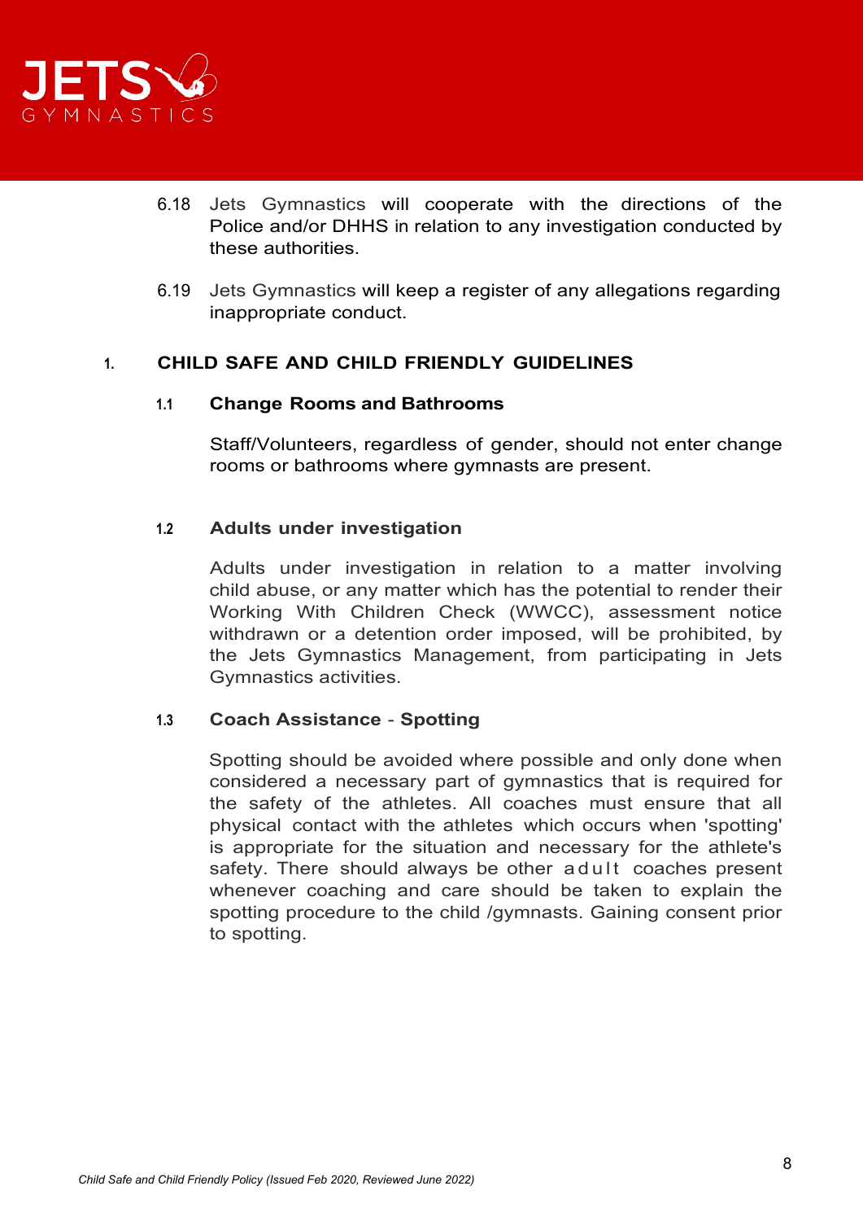6.18 Jets Gymnastics will cooperate with the directions of the Police and/or DHHS in relation to any investigation conducted by these authorities.

6.19 Jets Gymnastics will keep a register of any allegations regarding inappropriate conduct.

## 1. CHILD SAFE AND CHILD FRIENDLY GUIDELINES

### 1.1 Change Rooms and Bathrooms

Staff/Volunteers, regardless of gender, should not enter change rooms or bathrooms where gymnasts are present.

### 1.2 Adults under investigation

Adults under investigation in relation to a matter involving child abuse, or any matter which has the potential to render their Working With Children Check (WWCC), assessment notice withdrawn or a detention order imposed, will be prohibited, by the Jets Gymnastics Management, from participating in Jets Gymnastics activities.

### 1.3 Coach Assistance - Spotting

Spotting should be avoided where possible and only done when considered a necessary part of gymnastics that is required for the safety of the athletes. All coaches must ensure that all physical contact with the athletes which occurs when 'spotting' is appropriate for the situation and necessary for the athlete's safety. There should always be other adult coaches present whenever coaching and care should be taken to explain the spotting procedure to the child /gymnasts. Gaining consent prior to spotting.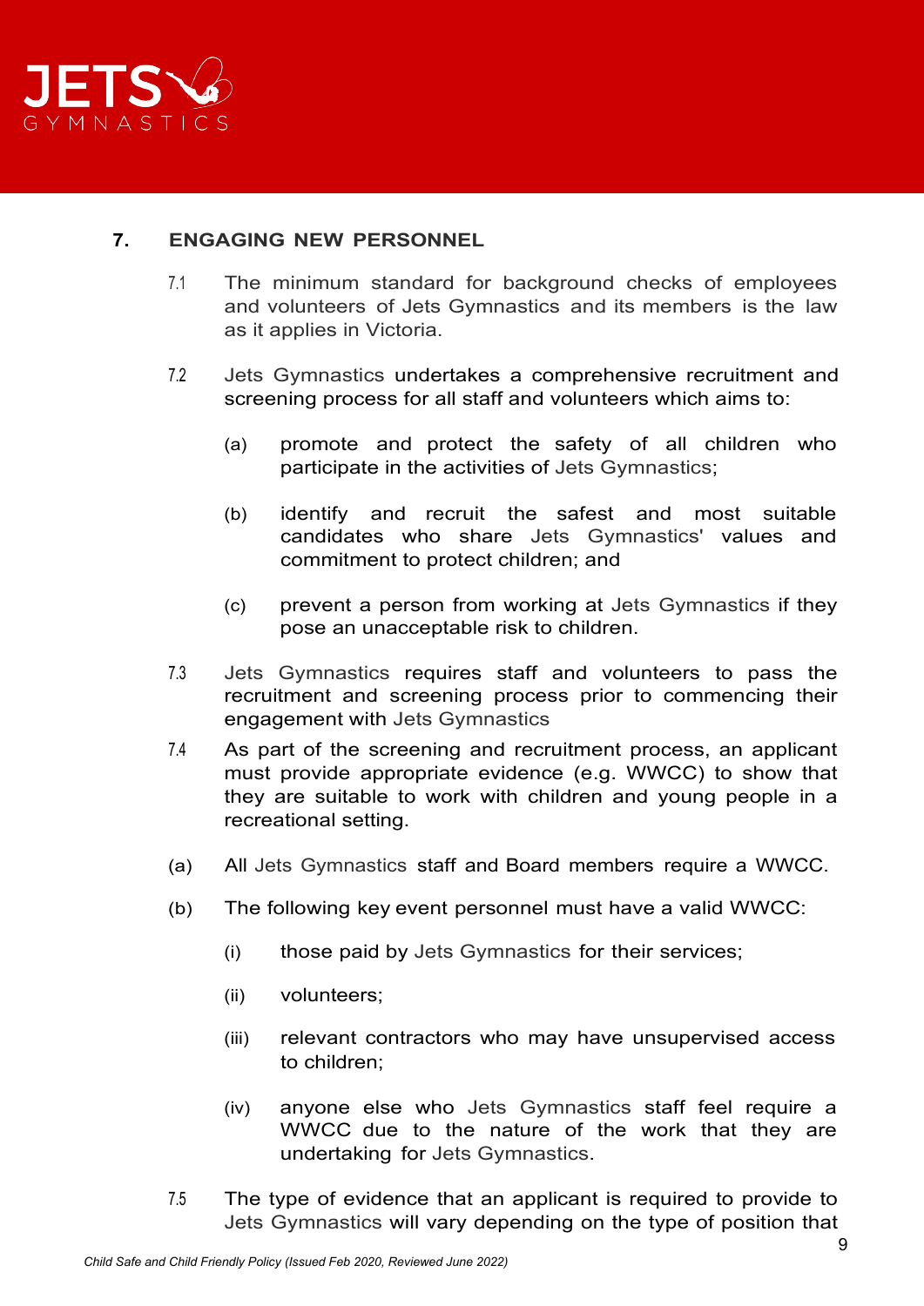## 7. ENGAGING NEW PERSONNEL

7.1 The minimum standard for background checks of employees and volunteers of Jets Gymnastics and its members is the law as it applies in Victoria.

7.2 Jets Gymnastics undertakes a comprehensive recruitment and screening process for all staff and volunteers which aims to:

- (a) promote and protect the safety of all children who participate in the activities of Jets Gymnastics;
- (b) identify and recruit the safest and most suitable candidates who share Jets Gymnastics' values and commitment to protect children; and
- (c) prevent a person from working at Jets Gymnastics if they pose an unacceptable risk to children.

7.3 Jets Gymnastics requires staff and volunteers to pass the recruitment and screening process prior to commencing their engagement with Jets Gymnastics

7.4 As part of the screening and recruitment process, an applicant must provide appropriate evidence (e.g. WWCC) to show that they are suitable to work with children and young people in a recreational setting.

(a) All Jets Gymnastics staff and Board members require a WWCC.

(b) The following key event personnel must have a valid WWCC:

- (i) those paid by Jets Gymnastics for their services;
- (ii) volunteers;
- (iii) relevant contractors who may have unsupervised access to children;
- (iv) anyone else who Jets Gymnastics staff feel require a WWCC due to the nature of the work that they are undertaking for Jets Gymnastics.

7.5 The type of evidence that an applicant is required to provide to Jets Gymnastics will vary depending on the type of position that

*Child Safe and Child Friendly Policy (Issued Feb 2020, Reviewed June 2022)*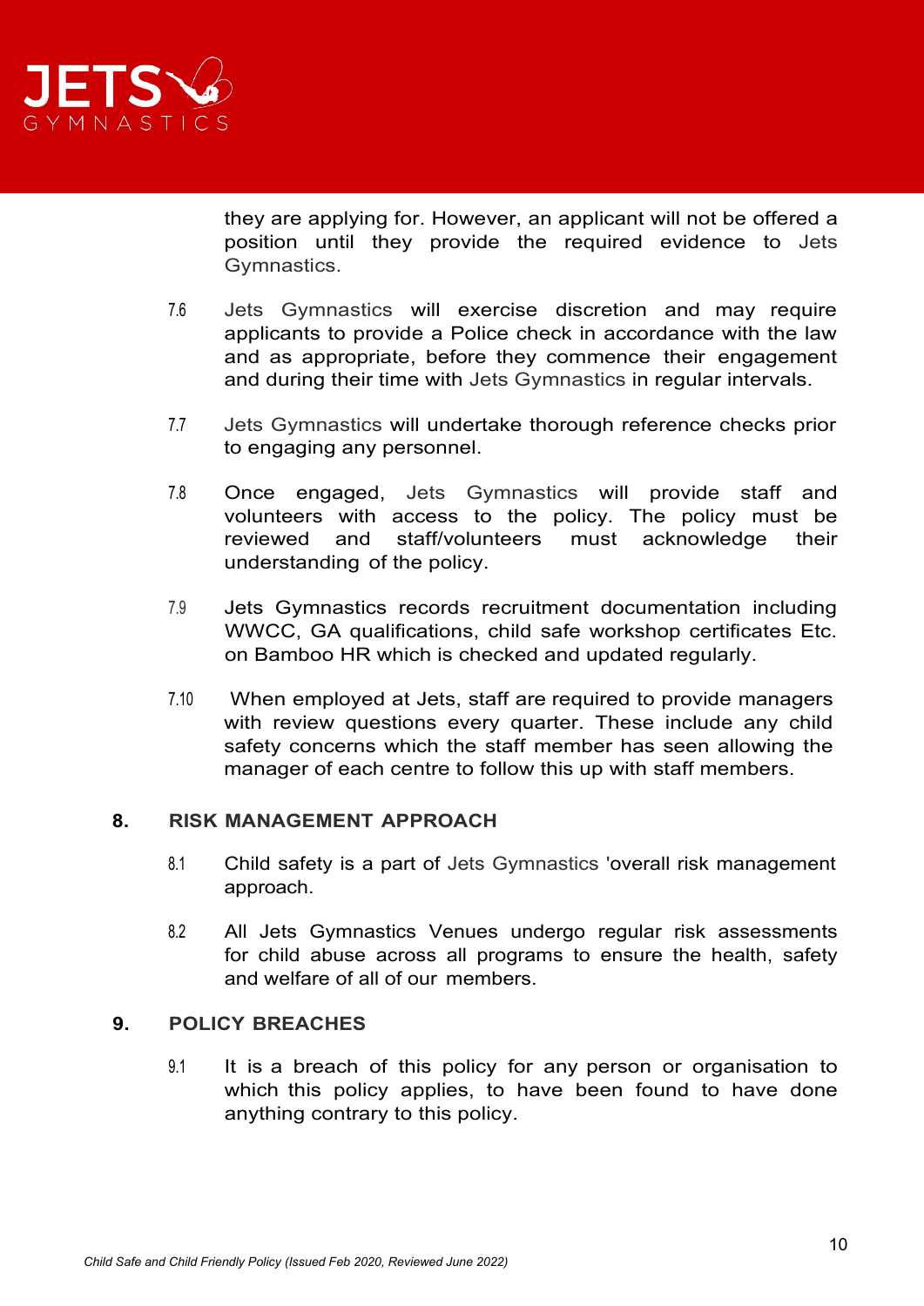they are applying for. However, an applicant will not be offered a position until they provide the required evidence to Jets Gymnastics.

7.6 Jets Gymnastics will exercise discretion and may require applicants to provide a Police check in accordance with the law and as appropriate, before they commence their engagement and during their time with Jets Gymnastics in regular intervals.

7.7 Jets Gymnastics will undertake thorough reference checks prior to engaging any personnel.

7.8 Once engaged, Jets Gymnastics will provide staff and volunteers with access to the policy. The policy must be reviewed and staff/volunteers must acknowledge their understanding of the policy.

7.9 Jets Gymnastics records recruitment documentation including WWCC, GA qualifications, child safe workshop certificates Etc. on Bamboo HR which is checked and updated regularly.

7.10 When employed at Jets, staff are required to provide managers with review questions every quarter. These include any child safety concerns which the staff member has seen allowing the manager of each centre to follow this up with staff members.

## 8. RISK MANAGEMENT APPROACH

8.1 Child safety is a part of Jets Gymnastics 'overall risk management approach.

8.2 All Jets Gymnastics Venues undergo regular risk assessments for child abuse across all programs to ensure the health, safety and welfare of all of our members.

## 9. POLICY BREACHES

9.1 It is a breach of this policy for any person or organisation to which this policy applies, to have been found to have done anything contrary to this policy.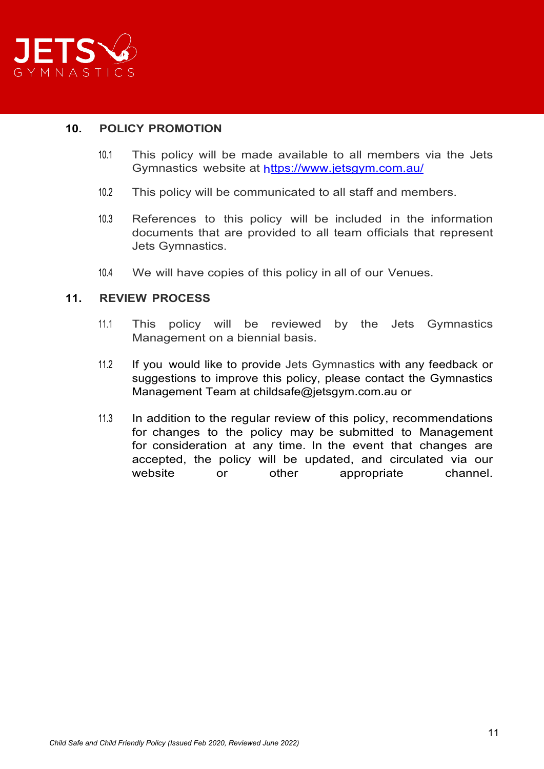## 10. POLICY PROMOTION

10.1 This policy will be made available to all members via the Jets Gymnastics website at https://www.jetsgym.com.au/

10.2 This policy will be communicated to all staff and members.

10.3 References to this policy will be included in the information documents that are provided to all team officials that represent Jets Gymnastics.

10.4 We will have copies of this policy in all of our Venues.

## 11. REVIEW PROCESS

11.1 This policy will be reviewed by the Jets Gymnastics Management on a biennial basis.

11.2 If you would like to provide Jets Gymnastics with any feedback or suggestions to improve this policy, please contact the Gymnastics Management Team at childsafe@jetsgym.com.au or

11.3 In addition to the regular review of this policy, recommendations for changes to the policy may be submitted to Management for consideration at any time. In the event that changes are accepted, the policy will be updated, and circulated via our website or other appropriate channel.